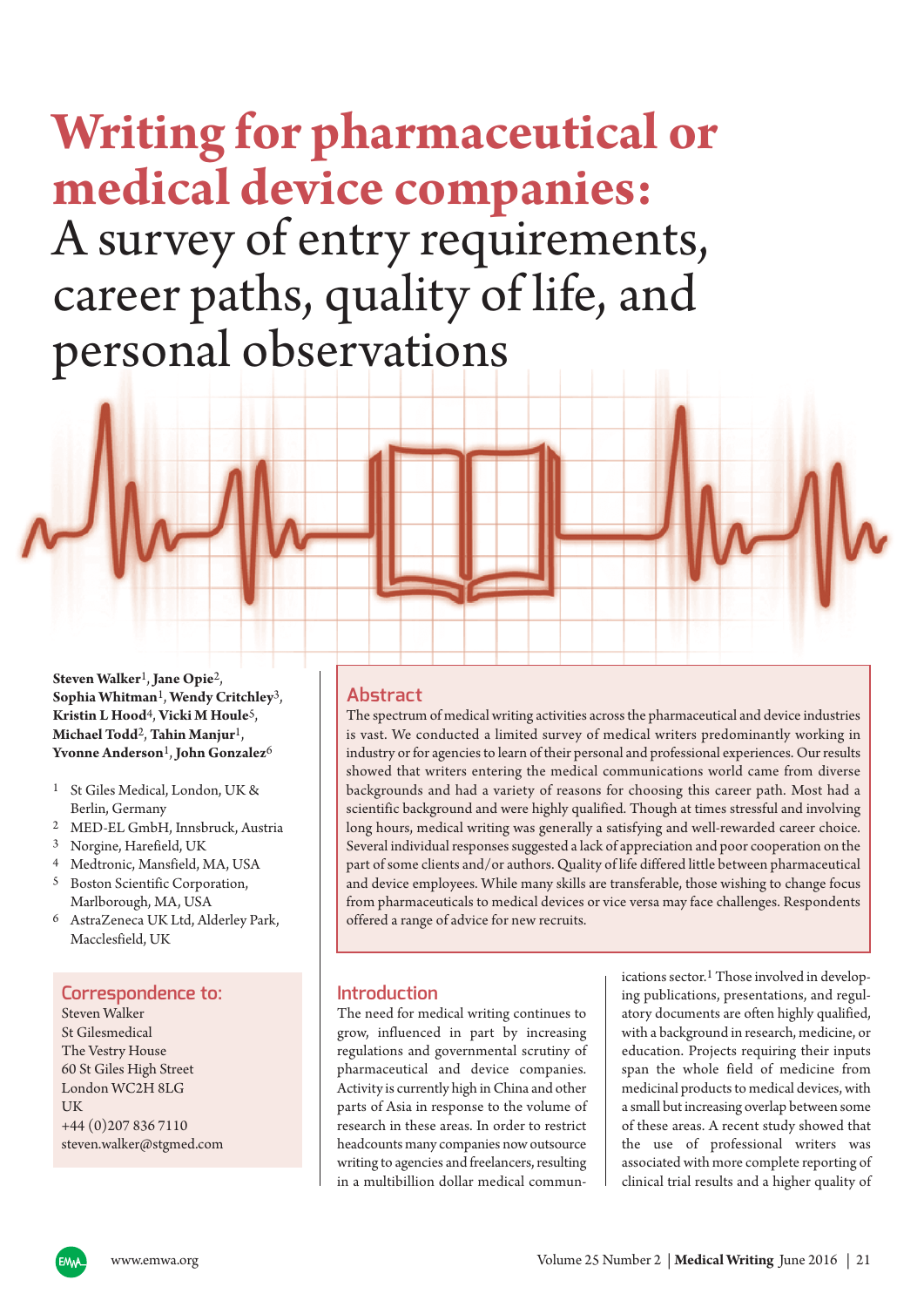# Writing for pharmaceutical or medical device companies: A survey of entry requirements, career paths, quality of life, and personal observations

**Steven Walker**[1], **Jane Opie**[2], **Sophia Whitman**[1], **Wendy Critchley**[3], **Kristin L Hood**[4], **Vicki M Houle**[5], **Michael Todd**[2], **Tahin Manjur**[1], **Yvonne Anderson**[1], **John Gonzalez**[6]

1. St Giles Medical, London, UK & Berlin, Germany
2. MED-EL GmbH, Innsbruck, Austria
3. Norgine, Harefield, UK
4. Medtronic, Mansfield, MA, USA
5. Boston Scientific Corporation, Marlborough, MA, USA
6. AstraZeneca UK Ltd, Alderley Park, Macclesfield, UK

## Correspondence to:

Steven Walker
St Gilesmedical
The Vestry House
60 St Giles High Street
London WC2H 8LG
UK
+44 (0)207 836 7110
steven.walker@stgmed.com

## Abstract

The spectrum of medical writing activities across the pharmaceutical and device industries is vast. We conducted a limited survey of medical writers predominantly working in industry or for agencies to learn of their personal and professional experiences. Our results showed that writers entering the medical communications world came from diverse backgrounds and had a variety of reasons for choosing this career path. Most had a scientific background and were highly qualified. Though at times stressful and involving long hours, medical writing was generally a satisfying and well-rewarded career choice. Several individual responses suggested a lack of appreciation and poor cooperation on the part of some clients and/or authors. Quality of life differed little between pharmaceutical and device employees. While many skills are transferable, those wishing to change focus from pharmaceuticals to medical devices or vice versa may face challenges. Respondents offered a range of advice for new recruits.

## Introduction

The need for medical writing continues to grow, influenced in part by increasing regulations and governmental scrutiny of pharmaceutical and device companies. Activity is currently high in China and other parts of Asia in response to the volume of research in these areas. In order to restrict headcounts many companies now outsource writing to agencies and freelancers, resulting in a multibillion dollar medical communications sector.[1] Those involved in developing publications, presentations, and regulatory documents are often highly qualified, with a background in research, medicine, or education. Projects requiring their inputs span the whole field of medicine from medicinal products to medical devices, with a small but increasing overlap between some of these areas. A recent study showed that the use of professional writers was associated with more complete reporting of clinical trial results and a higher quality of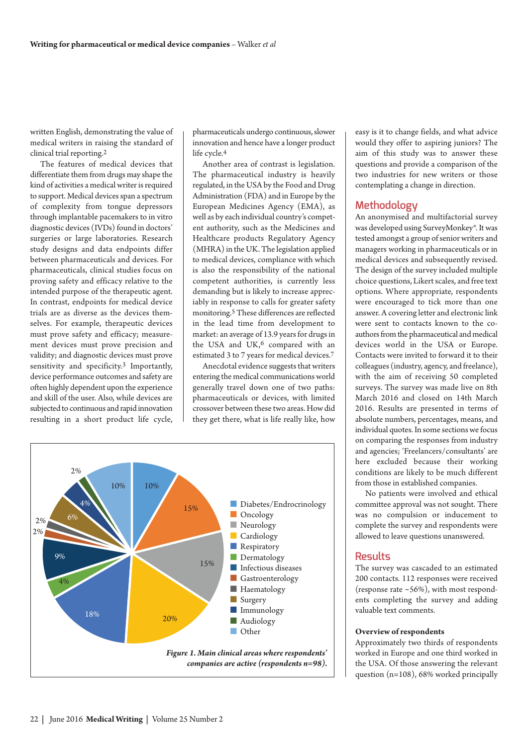written English, demonstrating the value of medical writers in raising the standard of clinical trial reporting.[2]

The features of medical devices that differentiate them from drugs may shape the kind of activities a medical writer is required to support. Medical devices span a spectrum of complexity from tongue depressors through implantable pacemakers to in vitro diagnostic devices (IVDs) found in doctors' surgeries or large laboratories. Research study designs and data endpoints differ between pharmaceuticals and devices. For pharmaceuticals, clinical studies focus on proving safety and efficacy relative to the intended purpose of the therapeutic agent. In contrast, endpoints for medical device trials are as diverse as the devices themselves. For example, therapeutic devices must prove safety and efficacy; measurement devices must prove precision and validity; and diagnostic devices must prove sensitivity and specificity.[3] Importantly, device performance outcomes and safety are often highly dependent upon the experience and skill of the user. Also, while devices are subjected to continuous and rapid innovation resulting in a short product life cycle, pharmaceuticals undergo continuous, slower innovation and hence have a longer product life cycle.[4]

Another area of contrast is legislation. The pharmaceutical industry is heavily regulated, in the USA by the Food and Drug Administration (FDA) and in Europe by the European Medicines Agency (EMA), as well as by each individual country's competent authority, such as the Medicines and Healthcare products Regulatory Agency (MHRA) in the UK. The legislation applied to medical devices, compliance with which is also the responsibility of the national competent authorities, is currently less demanding but is likely to increase appreciably in response to calls for greater safety monitoring.[5] These differences are reflected in the lead time from development to market: an average of 13.9 years for drugs in the USA and UK,[6] compared with an estimated 3 to 7 years for medical devices.[7]

Anecdotal evidence suggests that writers entering the medical communications world generally travel down one of two paths: pharmaceuticals or devices, with limited crossover between these two areas. How did they get there, what is life really like, how easy is it to change fields, and what advice would they offer to aspiring juniors? The aim of this study was to answer these questions and provide a comparison of the two industries for new writers or those contemplating a change in direction.

Diabetes/Endocrinology
Oncology
Neurology
Cardiology
Respiratory
Dermatology
Infectious diseases
Gastroenterology
Haematology
Surgery
Immunology
Audiology
Other

10%
15%
15%
20%
18%
4%
9%
2%
2%
6%
4%
2%
10%

*Figure 1. Main clinical areas where respondents' companies are active (respondents n=98).*

## Methodology

An anonymised and multifactorial survey was developed using SurveyMonkey®. It was tested amongst a group of senior writers and managers working in pharmaceuticals or in medical devices and subsequently revised. The design of the survey included multiple choice questions, Likert scales, and free text options. Where appropriate, respondents were encouraged to tick more than one answer. A covering letter and electronic link were sent to contacts known to the co-authors from the pharmaceutical and medical devices world in the USA or Europe. Contacts were invited to forward it to their colleagues (industry, agency, and freelance), with the aim of receiving 50 completed surveys. The survey was made live on 8th March 2016 and closed on 14th March 2016. Results are presented in terms of absolute numbers, percentages, means, and individual quotes. In some sections we focus on comparing the responses from industry and agencies; 'Freelancers/consultants' are here excluded because their working conditions are likely to be much different from those in established companies.

No patients were involved and ethical committee approval was not sought. There was no compulsion or inducement to complete the survey and respondents were allowed to leave questions unanswered.

## Results

The survey was cascaded to an estimated 200 contacts. 112 responses were received (response rate ~56%), with most respondents completing the survey and adding valuable text comments.

### Overview of respondents

Approximately two thirds of respondents worked in Europe and one third worked in the USA. Of those answering the relevant question (n=108), 68% worked principally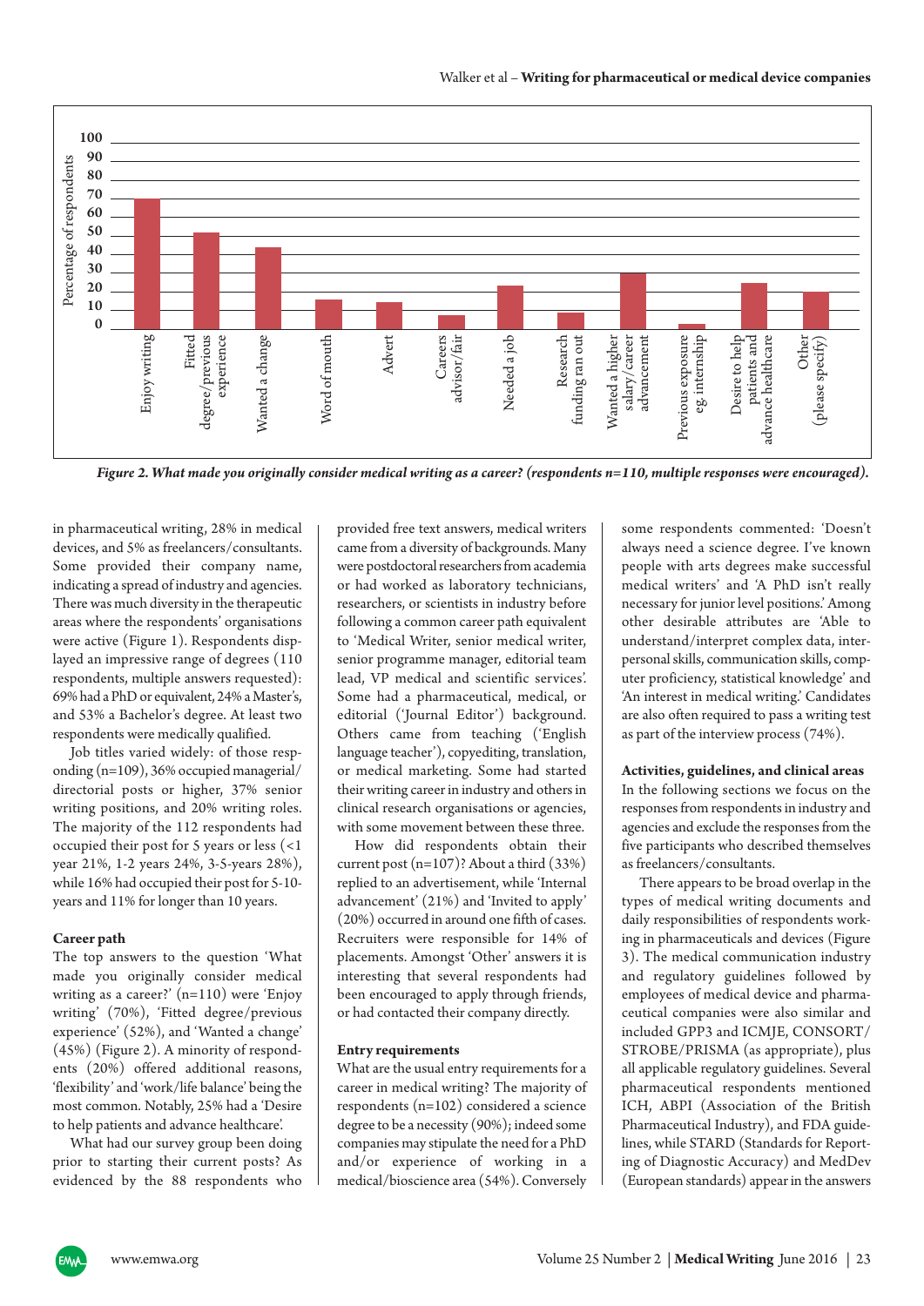Percentage of respondents

100
90
80
70
60
50
40
30
20
10
0

Enjoy writing
Fitted degree/previous experience
Wanted a change
Word of mouth
Advert
Careers advisor/fair
Needed a job
Research funding ran out
Wanted a higher salary/career advancement
Previous exposure eg. internship
Desire to help patients and advance healthcare
Other (please specify)

*Figure 2. What made you originally consider medical writing as a career? (respondents n=110, multiple responses were encouraged).*

in pharmaceutical writing, 28% in medical devices, and 5% as freelancers/consultants. Some provided their company name, indicating a spread of industry and agencies. There was much diversity in the therapeutic areas where the respondents' organisations were active (Figure 1). Respondents displayed an impressive range of degrees (110 respondents, multiple answers requested): 69% had a PhD or equivalent, 24% a Master's, and 53% a Bachelor's degree. At least two respondents were medically qualified.

Job titles varied widely: of those responding (n=109), 36% occupied managerial/directorial posts or higher, 37% senior writing positions, and 20% writing roles. The majority of the 112 respondents had occupied their post for 5 years or less (<1 year 21%, 1-2 years 24%, 3-5-years 28%), while 16% had occupied their post for 5-10-years and 11% for longer than 10 years.

### Career path

The top answers to the question 'What made you originally consider medical writing as a career?' (n=110) were 'Enjoy writing' (70%), 'Fitted degree/previous experience' (52%), and 'Wanted a change' (45%) (Figure 2). A minority of respondents (20%) offered additional reasons, 'flexibility' and 'work/life balance' being the most common. Notably, 25% had a 'Desire to help patients and advance healthcare'.

What had our survey group been doing prior to starting their current posts? As evidenced by the 88 respondents who provided free text answers, medical writers came from a diversity of backgrounds. Many were postdoctoral researchers from academia or had worked as laboratory technicians, researchers, or scientists in industry before following a common career path equivalent to 'Medical Writer, senior medical writer, senior programme manager, editorial team lead, VP medical and scientific services'. Some had a pharmaceutical, medical, or editorial ('Journal Editor') background. Others came from teaching ('English language teacher'), copyediting, translation, or medical marketing. Some had started their writing career in industry and others in clinical research organisations or agencies, with some movement between these three.

How did respondents obtain their current post (n=107)? About a third (33%) replied to an advertisement, while 'Internal advancement' (21%) and 'Invited to apply' (20%) occurred in around one fifth of cases. Recruiters were responsible for 14% of placements. Amongst 'Other' answers it is interesting that several respondents had been encouraged to apply through friends, or had contacted their company directly.

### Entry requirements

What are the usual entry requirements for a career in medical writing? The majority of respondents (n=102) considered a science degree to be a necessity (90%); indeed some companies may stipulate the need for a PhD and/or experience of working in a medical/bioscience area (54%). Conversely some respondents commented: 'Doesn't always need a science degree. I've known people with arts degrees make successful medical writers' and 'A PhD isn't really necessary for junior level positions.' Among other desirable attributes are 'Able to understand/interpret complex data, interpersonal skills, communication skills, computer proficiency, statistical knowledge' and 'An interest in medical writing.' Candidates are also often required to pass a writing test as part of the interview process (74%).

### Activities, guidelines, and clinical areas

In the following sections we focus on the responses from respondents in industry and agencies and exclude the responses from the five participants who described themselves as freelancers/consultants.

There appears to be broad overlap in the types of medical writing documents and daily responsibilities of respondents working in pharmaceuticals and devices (Figure 3). The medical communication industry and regulatory guidelines followed by employees of medical device and pharmaceutical companies were also similar and included GPP3 and ICMJE, CONSORT/STROBE/PRISMA (as appropriate), plus all applicable regulatory guidelines. Several pharmaceutical respondents mentioned ICH, ABPI (Association of the British Pharmaceutical Industry), and FDA guidelines, while STARD (Standards for Reporting of Diagnostic Accuracy) and MedDev (European standards) appear in the answers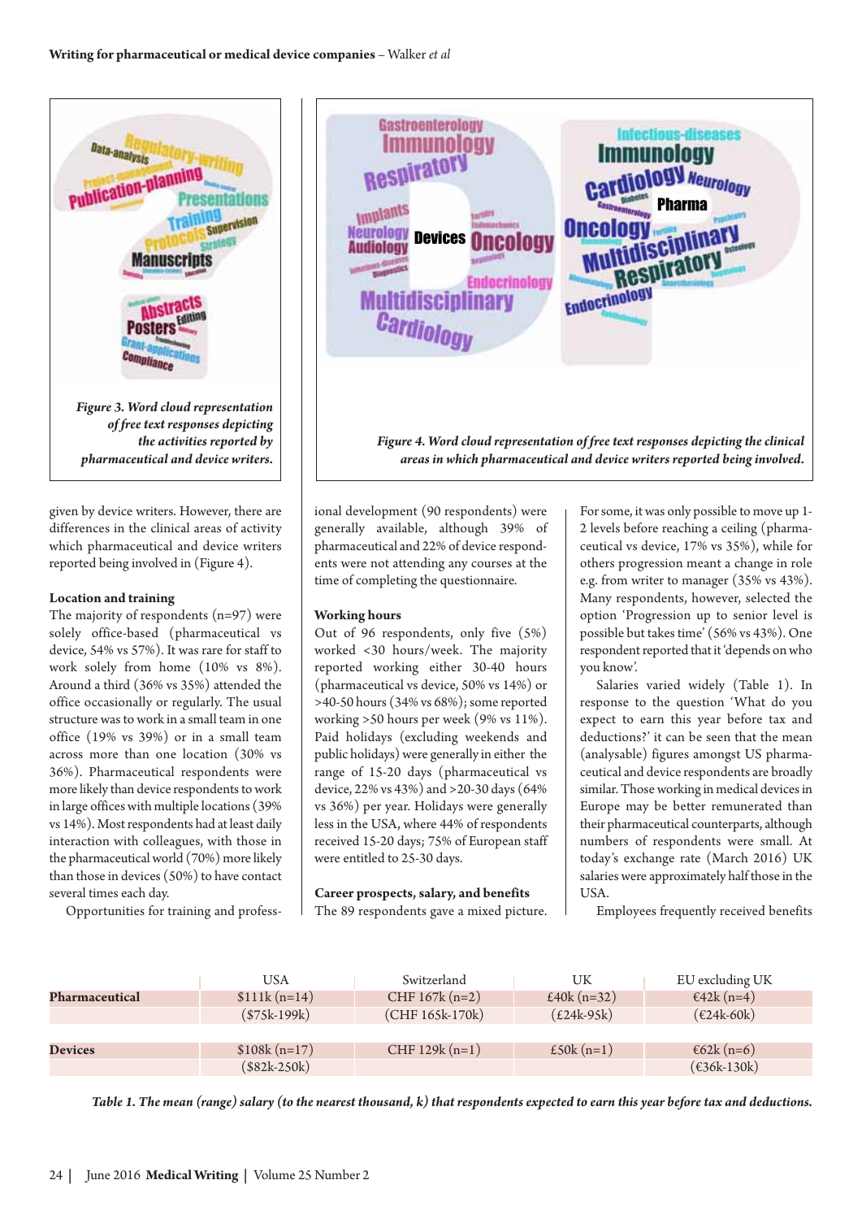*Figure 3. Word cloud representation of free text responses depicting the activities reported by pharmaceutical and device writers.*

*Figure 4. Word cloud representation of free text responses depicting the clinical areas in which pharmaceutical and device writers reported being involved.*

given by device writers. However, there are differences in the clinical areas of activity which pharmaceutical and device writers reported being involved in (Figure 4).

**Location and training**

The majority of respondents (n=97) were solely office-based (pharmaceutical vs device, 54% vs 57%). It was rare for staff to work solely from home (10% vs 8%). Around a third (36% vs 35%) attended the office occasionally or regularly. The usual structure was to work in a small team in one office (19% vs 39%) or in a small team across more than one location (30% vs 36%). Pharmaceutical respondents were more likely than device respondents to work in large offices with multiple locations (39% vs 14%). Most respondents had at least daily interaction with colleagues, with those in the pharmaceutical world (70%) more likely than those in devices (50%) to have contact several times each day.

Opportunities for training and professional development (90 respondents) were generally available, although 39% of pharmaceutical and 22% of device respondents were not attending any courses at the time of completing the questionnaire.

**Working hours**

Out of 96 respondents, only five (5%) worked <30 hours/week. The majority reported working either 30-40 hours (pharmaceutical vs device, 50% vs 14%) or >40-50 hours (34% vs 68%); some reported working >50 hours per week (9% vs 11%). Paid holidays (excluding weekends and public holidays) were generally in either the range of 15-20 days (pharmaceutical vs device, 22% vs 43%) and >20-30 days (64% vs 36%) per year. Holidays were generally less in the USA, where 44% of respondents received 15-20 days; 75% of European staff were entitled to 25-30 days.

**Career prospects, salary, and benefits**

The 89 respondents gave a mixed picture. For some, it was only possible to move up 1-2 levels before reaching a ceiling (pharmaceutical vs device, 17% vs 35%), while for others progression meant a change in role e.g. from writer to manager (35% vs 43%). Many respondents, however, selected the option 'Progression up to senior level is possible but takes time' (56% vs 43%). One respondent reported that it 'depends on who you know'.

Salaries varied widely (Table 1). In response to the question 'What do you expect to earn this year before tax and deductions?' it can be seen that the mean (analysable) figures amongst US pharmaceutical and device respondents are broadly similar. Those working in medical devices in Europe may be better remunerated than their pharmaceutical counterparts, although numbers of respondents were small. At today's exchange rate (March 2016) UK salaries were approximately half those in the USA.

Employees frequently received benefits

| | USA | Switzerland | UK | EU excluding UK |
|---|---|---|---|---|
| **Pharmaceutical** | $111k (n=14) | CHF 167k (n=2) | £40k (n=32) | €42k (n=4) |
| | ($75k-199k) | (CHF 165k-170k) | (£24k-95k) | (€24k-60k) |
| **Devices** | $108k (n=17) | CHF 129k (n=1) | £50k (n=1) | €62k (n=6) |
| | ($82k-250k) | | | (€36k-130k) |

*Table 1. The mean (range) salary (to the nearest thousand, k) that respondents expected to earn this year before tax and deductions.*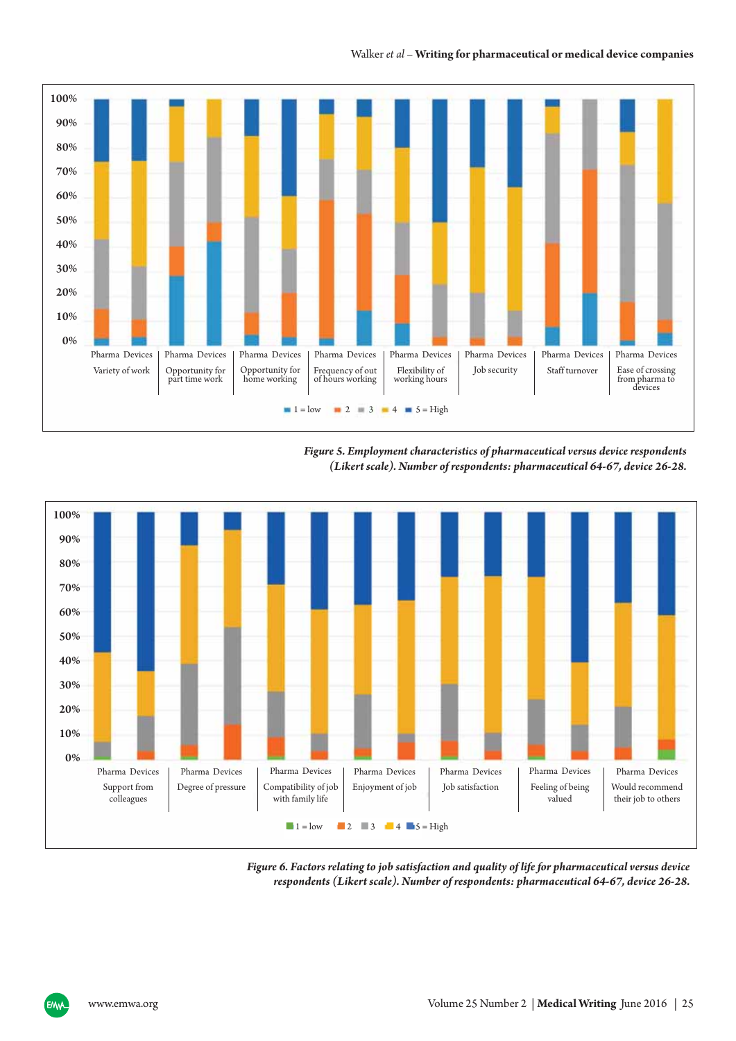100%
90%
80%
70%
60%
50%
40%
30%
20%
10%
0%

Pharma Devices
Variety of work

Pharma Devices
Opportunity for part time work

Pharma Devices
Opportunity for home working

Pharma Devices
Frequency of out of hours working

Pharma Devices
Flexibility of working hours

Pharma Devices
Job security

Pharma Devices
Staff turnover

Pharma Devices
Ease of crossing from pharma to devices

1 = low 2 3 4 5 = High

*Figure 5. Employment characteristics of pharmaceutical versus device respondents (Likert scale). Number of respondents: pharmaceutical 64-67, device 26-28.*

100%
90%
80%
70%
60%
50%
40%
30%
20%
10%
0%

Pharma Devices
Support from colleagues

Pharma Devices
Degree of pressure

Pharma Devices
Compatibility of job with family life

Pharma Devices
Enjoyment of job

Pharma Devices
Job satisfaction

Pharma Devices
Feeling of being valued

Pharma Devices
Would recommend their job to others

1 = low 2 3 4 5 = High

*Figure 6. Factors relating to job satisfaction and quality of life for pharmaceutical versus device respondents (Likert scale). Number of respondents: pharmaceutical 64-67, device 26-28.*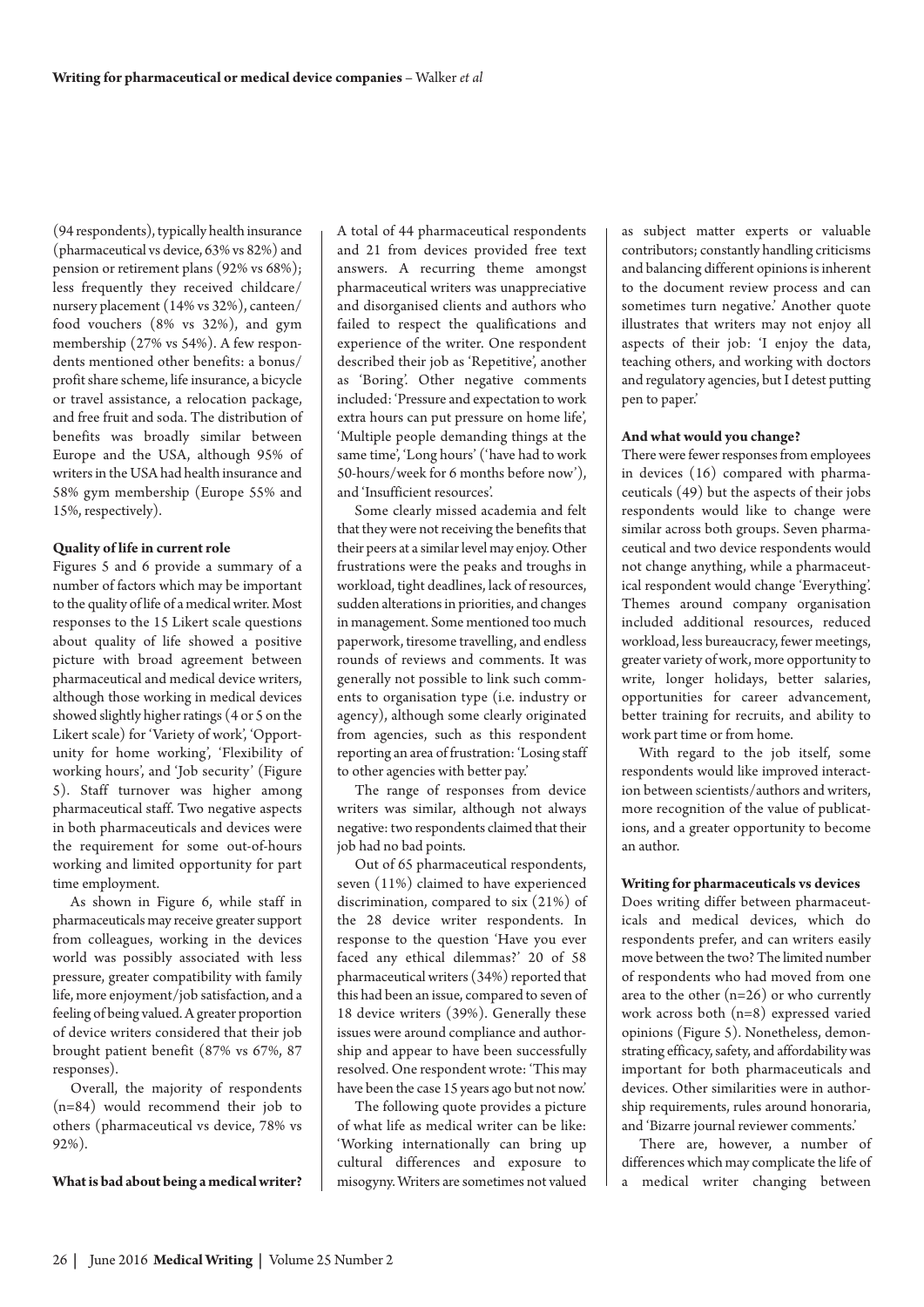(94 respondents), typically health insurance (pharmaceutical vs device, 63% vs 82%) and pension or retirement plans (92% vs 68%); less frequently they received childcare/nursery placement (14% vs 32%), canteen/food vouchers (8% vs 32%), and gym membership (27% vs 54%). A few respondents mentioned other benefits: a bonus/profit share scheme, life insurance, a bicycle or travel assistance, a relocation package, and free fruit and soda. The distribution of benefits was broadly similar between Europe and the USA, although 95% of writers in the USA had health insurance and 58% gym membership (Europe 55% and 15%, respectively).

#### Quality of life in current role

Figures 5 and 6 provide a summary of a number of factors which may be important to the quality of life of a medical writer. Most responses to the 15 Likert scale questions about quality of life showed a positive picture with broad agreement between pharmaceutical and medical device writers, although those working in medical devices showed slightly higher ratings (4 or 5 on the Likert scale) for 'Variety of work', 'Opportunity for home working', 'Flexibility of working hours', and 'Job security' (Figure 5). Staff turnover was higher among pharmaceutical staff. Two negative aspects in both pharmaceuticals and devices were the requirement for some out-of-hours working and limited opportunity for part time employment.

As shown in Figure 6, while staff in pharmaceuticals may receive greater support from colleagues, working in the devices world was possibly associated with less pressure, greater compatibility with family life, more enjoyment/job satisfaction, and a feeling of being valued. A greater proportion of device writers considered that their job brought patient benefit (87% vs 67%, 87 responses).

Overall, the majority of respondents (n=84) would recommend their job to others (pharmaceutical vs device, 78% vs 92%).

#### What is bad about being a medical writer?

A total of 44 pharmaceutical respondents and 21 from devices provided free text answers. A recurring theme amongst pharmaceutical writers was unappreciative and disorganised clients and authors who failed to respect the qualifications and experience of the writer. One respondent described their job as 'Repetitive', another as 'Boring'. Other negative comments included: 'Pressure and expectation to work extra hours can put pressure on home life', 'Multiple people demanding things at the same time', 'Long hours' ('have had to work 50-hours/week for 6 months before now'), and 'Insufficient resources'.

Some clearly missed academia and felt that they were not receiving the benefits that their peers at a similar level may enjoy. Other frustrations were the peaks and troughs in workload, tight deadlines, lack of resources, sudden alterations in priorities, and changes in management. Some mentioned too much paperwork, tiresome travelling, and endless rounds of reviews and comments. It was generally not possible to link such comments to organisation type (i.e. industry or agency), although some clearly originated from agencies, such as this respondent reporting an area of frustration: 'Losing staff to other agencies with better pay.'

The range of responses from device writers was similar, although not always negative: two respondents claimed that their job had no bad points.

Out of 65 pharmaceutical respondents, seven (11%) claimed to have experienced discrimination, compared to six (21%) of the 28 device writer respondents. In response to the question 'Have you ever faced any ethical dilemmas?' 20 of 58 pharmaceutical writers (34%) reported that this had been an issue, compared to seven of 18 device writers (39%). Generally these issues were around compliance and authorship and appear to have been successfully resolved. One respondent wrote: 'This may have been the case 15 years ago but not now.'

The following quote provides a picture of what life as medical writer can be like: 'Working internationally can bring up cultural differences and exposure to misogyny. Writers are sometimes not valued as subject matter experts or valuable contributors; constantly handling criticisms and balancing different opinions is inherent to the document review process and can sometimes turn negative.' Another quote illustrates that writers may not enjoy all aspects of their job: 'I enjoy the data, teaching others, and working with doctors and regulatory agencies, but I detest putting pen to paper.'

#### And what would you change?

There were fewer responses from employees in devices (16) compared with pharmaceuticals (49) but the aspects of their jobs respondents would like to change were similar across both groups. Seven pharmaceutical and two device respondents would not change anything, while a pharmaceutical respondent would change 'Everything'. Themes around company organisation included additional resources, reduced workload, less bureaucracy, fewer meetings, greater variety of work, more opportunity to write, longer holidays, better salaries, opportunities for career advancement, better training for recruits, and ability to work part time or from home.

With regard to the job itself, some respondents would like improved interaction between scientists/authors and writers, more recognition of the value of publications, and a greater opportunity to become an author.

#### Writing for pharmaceuticals vs devices

Does writing differ between pharmaceuticals and medical devices, which do respondents prefer, and can writers easily move between the two? The limited number of respondents who had moved from one area to the other (n=26) or who currently work across both (n=8) expressed varied opinions (Figure 5). Nonetheless, demonstrating efficacy, safety, and affordability was important for both pharmaceuticals and devices. Other similarities were in authorship requirements, rules around honoraria, and 'Bizarre journal reviewer comments.'

There are, however, a number of differences which may complicate the life of a medical writer changing between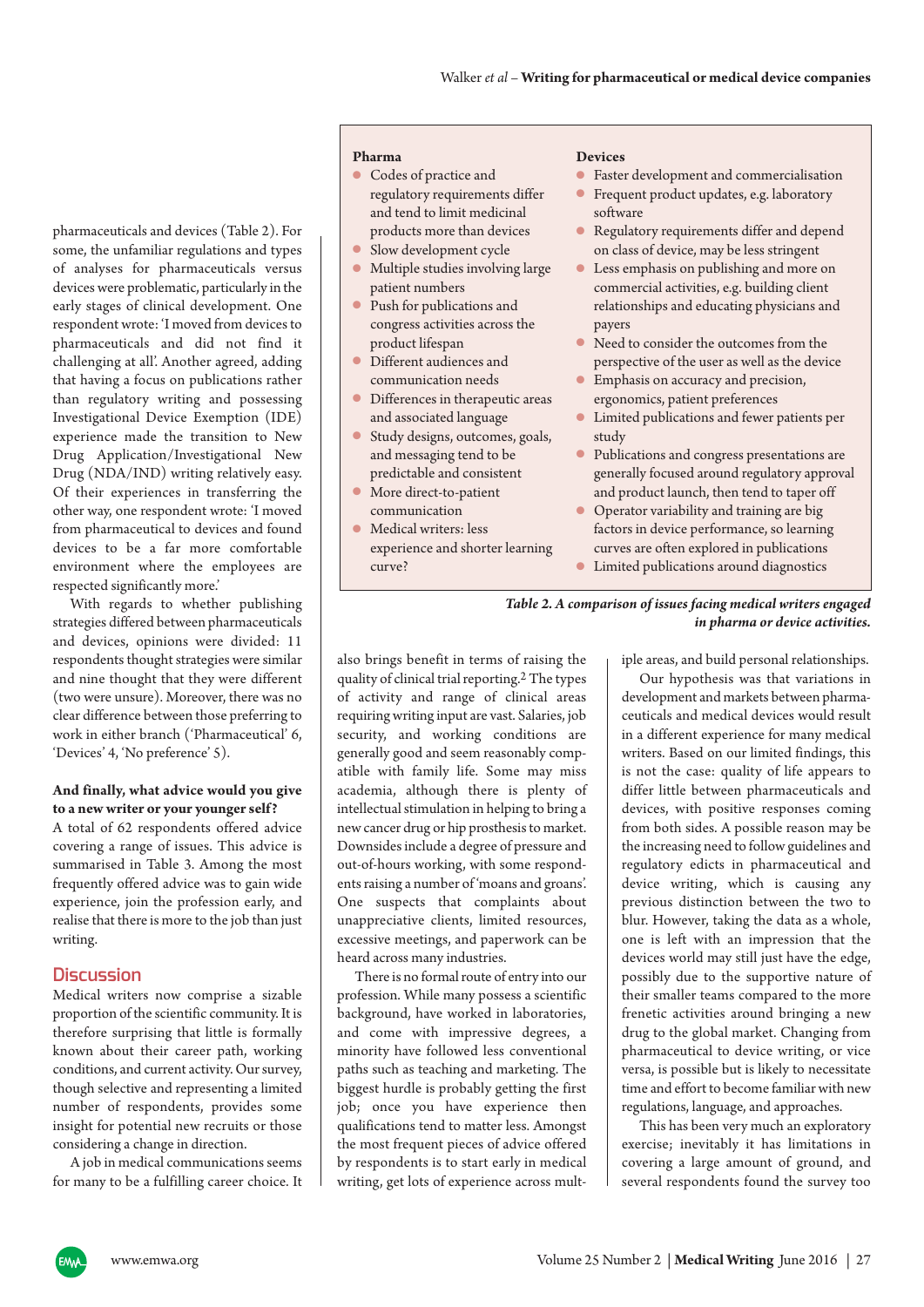pharmaceuticals and devices (Table 2). For some, the unfamiliar regulations and types of analyses for pharmaceuticals versus devices were problematic, particularly in the early stages of clinical development. One respondent wrote: 'I moved from devices to pharmaceuticals and did not find it challenging at all'. Another agreed, adding that having a focus on publications rather than regulatory writing and possessing Investigational Device Exemption (IDE) experience made the transition to New Drug Application/Investigational New Drug (NDA/IND) writing relatively easy. Of their experiences in transferring the other way, one respondent wrote: 'I moved from pharmaceutical to devices and found devices to be a far more comfortable environment where the employees are respected significantly more.'

With regards to whether publishing strategies differed between pharmaceuticals and devices, opinions were divided: 11 respondents thought strategies were similar and nine thought that they were different (two were unsure). Moreover, there was no clear difference between those preferring to work in either branch ('Pharmaceutical' 6, 'Devices' 4, 'No preference' 5).

**And finally, what advice would you give to a new writer or your younger self?**

A total of 62 respondents offered advice covering a range of issues. This advice is summarised in Table 3. Among the most frequently offered advice was to gain wide experience, join the profession early, and realise that there is more to the job than just writing.

| Pharma | Devices |
| --- | --- |
| • Codes of practice and regulatory requirements differ and tend to limit medicinal products more than devices | • Faster development and commercialisation |
| • Slow development cycle | • Frequent product updates, e.g. laboratory software |
| • Multiple studies involving large patient numbers | • Regulatory requirements differ and depend on class of device, may be less stringent |
| • Push for publications and congress activities across the product lifespan | • Less emphasis on publishing and more on commercial activities, e.g. building client relationships and educating physicians and payers |
| • Different audiences and communication needs | • Need to consider the outcomes from the perspective of the user as well as the device |
| • Differences in therapeutic areas and associated language | • Emphasis on accuracy and precision, ergonomics, patient preferences |
| • Study designs, outcomes, goals, and messaging tend to be predictable and consistent | • Limited publications and fewer patients per study |
| • More direct-to-patient communication | • Publications and congress presentations are generally focused around regulatory approval and product launch, then tend to taper off |
| • Medical writers: less experience and shorter learning curve? | • Operator variability and training are big factors in device performance, so learning curves are often explored in publications |
| | • Limited publications around diagnostics |

*Table 2. A comparison of issues facing medical writers engaged in pharma or device activities.*

## Discussion

Medical writers now comprise a sizable proportion of the scientific community. It is therefore surprising that little is formally known about their career path, working conditions, and current activity. Our survey, though selective and representing a limited number of respondents, provides some insight for potential new recruits or those considering a change in direction.

A job in medical communications seems for many to be a fulfilling career choice. It also brings benefit in terms of raising the quality of clinical trial reporting.[2] The types of activity and range of clinical areas requiring writing input are vast. Salaries, job security, and working conditions are generally good and seem reasonably compatible with family life. Some may miss academia, although there is plenty of intellectual stimulation in helping to bring a new cancer drug or hip prosthesis to market. Downsides include a degree of pressure and out-of-hours working, with some respondents raising a number of 'moans and groans'. One suspects that complaints about unappreciative clients, limited resources, excessive meetings, and paperwork can be heard across many industries.

There is no formal route of entry into our profession. While many possess a scientific background, have worked in laboratories, and come with impressive degrees, a minority have followed less conventional paths such as teaching and marketing. The biggest hurdle is probably getting the first job; once you have experience then qualifications tend to matter less. Amongst the most frequent pieces of advice offered by respondents is to start early in medical writing, get lots of experience across multiple areas, and build personal relationships.

Our hypothesis was that variations in development and markets between pharmaceuticals and medical devices would result in a different experience for many medical writers. Based on our limited findings, this is not the case: quality of life appears to differ little between pharmaceuticals and devices, with positive responses coming from both sides. A possible reason may be the increasing need to follow guidelines and regulatory edicts in pharmaceutical and device writing, which is causing any previous distinction between the two to blur. However, taking the data as a whole, one is left with an impression that the devices world may still just have the edge, possibly due to the supportive nature of their smaller teams compared to the more frenetic activities around bringing a new drug to the global market. Changing from pharmaceutical to device writing, or vice versa, is possible but is likely to necessitate time and effort to become familiar with new regulations, language, and approaches.

This has been very much an exploratory exercise; inevitably it has limitations in covering a large amount of ground, and several respondents found the survey too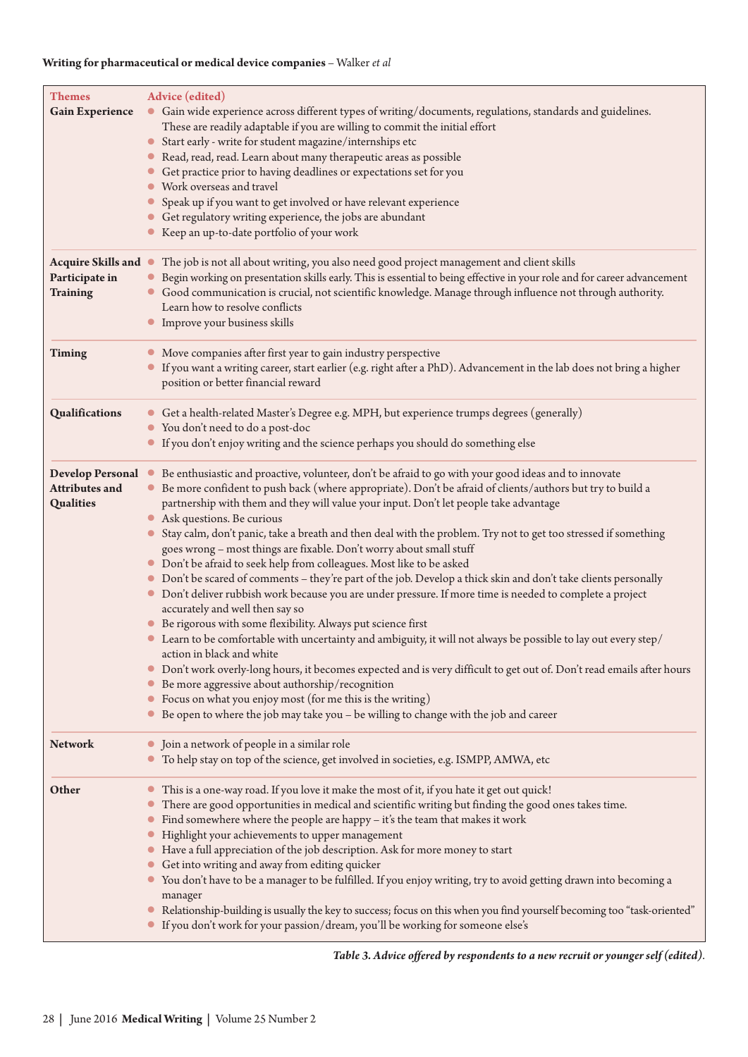| Themes | Advice (edited) |
| --- | --- |
| **Gain Experience** | • Gain wide experience across different types of writing/documents, regulations, standards and guidelines. These are readily adaptable if you are willing to commit the initial effort<br>• Start early - write for student magazine/internships etc<br>• Read, read, read. Learn about many therapeutic areas as possible<br>• Get practice prior to having deadlines or expectations set for you<br>• Work overseas and travel<br>• Speak up if you want to get involved or have relevant experience<br>• Get regulatory writing experience, the jobs are abundant<br>• Keep an up-to-date portfolio of your work |
| **Acquire Skills and Participate in Training** | • The job is not all about writing, you also need good project management and client skills<br>• Begin working on presentation skills early. This is essential to being effective in your role and for career advancement<br>• Good communication is crucial, not scientific knowledge. Manage through influence not through authority. Learn how to resolve conflicts<br>• Improve your business skills |
| **Timing** | • Move companies after first year to gain industry perspective<br>• If you want a writing career, start earlier (e.g. right after a PhD). Advancement in the lab does not bring a higher position or better financial reward |
| **Qualifications** | • Get a health-related Master's Degree e.g. MPH, but experience trumps degrees (generally)<br>• You don't need to do a post-doc<br>• If you don't enjoy writing and the science perhaps you should do something else |
| **Develop Personal Attributes and Qualities** | • Be enthusiastic and proactive, volunteer, don't be afraid to go with your good ideas and to innovate<br>• Be more confident to push back (where appropriate). Don't be afraid of clients/authors but try to build a partnership with them and they will value your input. Don't let people take advantage<br>• Ask questions. Be curious<br>• Stay calm, don't panic, take a breath and then deal with the problem. Try not to get too stressed if something goes wrong – most things are fixable. Don't worry about small stuff<br>• Don't be afraid to seek help from colleagues. Most like to be asked<br>• Don't be scared of comments – they're part of the job. Develop a thick skin and don't take clients personally<br>• Don't deliver rubbish work because you are under pressure. If more time is needed to complete a project accurately and well then say so<br>• Be rigorous with some flexibility. Always put science first<br>• Learn to be comfortable with uncertainty and ambiguity, it will not always be possible to lay out every step/action in black and white<br>• Don't work overly-long hours, it becomes expected and is very difficult to get out of. Don't read emails after hours<br>• Be more aggressive about authorship/recognition<br>• Focus on what you enjoy most (for me this is the writing)<br>• Be open to where the job may take you – be willing to change with the job and career |
| **Network** | • Join a network of people in a similar role<br>• To help stay on top of the science, get involved in societies, e.g. ISMPP, AMWA, etc |
| **Other** | • This is a one-way road. If you love it make the most of it, if you hate it get out quick!<br>• There are good opportunities in medical and scientific writing but finding the good ones takes time.<br>• Find somewhere where the people are happy – it's the team that makes it work<br>• Highlight your achievements to upper management<br>• Have a full appreciation of the job description. Ask for more money to start<br>• Get into writing and away from editing quicker<br>• You don't have to be a manager to be fulfilled. If you enjoy writing, try to avoid getting drawn into becoming a manager<br>• Relationship-building is usually the key to success; focus on this when you find yourself becoming too "task-oriented"<br>• If you don't work for your passion/dream, you'll be working for someone else's |

***Table 3. Advice offered by respondents to a new recruit or younger self (edited).***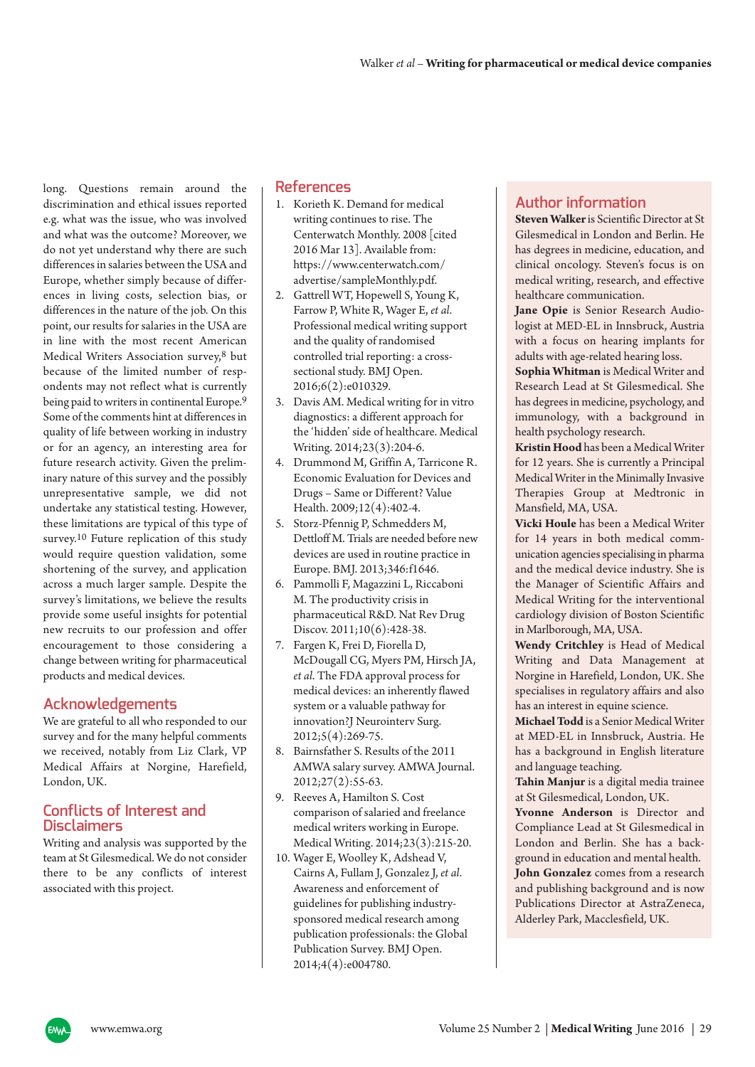long. Questions remain around the discrimination and ethical issues reported e.g. what was the issue, who was involved and what was the outcome? Moreover, we do not yet understand why there are such differences in salaries between the USA and Europe, whether simply because of differences in living costs, selection bias, or differences in the nature of the job. On this point, our results for salaries in the USA are in line with the most recent American Medical Writers Association survey,[8] but because of the limited number of respondents may not reflect what is currently being paid to writers in continental Europe.[9] Some of the comments hint at differences in quality of life between working in industry or for an agency, an interesting area for future research activity. Given the preliminary nature of this survey and the possibly unrepresentative sample, we did not undertake any statistical testing. However, these limitations are typical of this type of survey.[10] Future replication of this study would require question validation, some shortening of the survey, and application across a much larger sample. Despite the survey's limitations, we believe the results provide some useful insights for potential new recruits to our profession and offer encouragement to those considering a change between writing for pharmaceutical products and medical devices.

## Acknowledgements

We are grateful to all who responded to our survey and for the many helpful comments we received, notably from Liz Clark, VP Medical Affairs at Norgine, Harefield, London, UK.

## Conflicts of Interest and Disclaimers

Writing and analysis was supported by the team at St Gilesmedical. We do not consider there to be any conflicts of interest associated with this project.

## References

1. Korieth K. Demand for medical writing continues to rise. The Centerwatch Monthly. 2008 [cited 2016 Mar 13]. Available from: https://www.centerwatch.com/advertise/sampleMonthly.pdf.
2. Gattrell WT, Hopewell S, Young K, Farrow P, White R, Wager E, *et al*. Professional medical writing support and the quality of randomised controlled trial reporting: a cross-sectional study. BMJ Open. 2016;6(2):e010329.
3. Davis AM. Medical writing for in vitro diagnostics: a different approach for the 'hidden' side of healthcare. Medical Writing. 2014;23(3):204-6.
4. Drummond M, Griffin A, Tarricone R. Economic Evaluation for Devices and Drugs – Same or Different? Value Health. 2009;12(4):402-4.
5. Storz-Pfennig P, Schmedders M, Dettloff M. Trials are needed before new devices are used in routine practice in Europe. BMJ. 2013;346:f1646.
6. Pammolli F, Magazzini L, Riccaboni M. The productivity crisis in pharmaceutical R&D. Nat Rev Drug Discov. 2011;10(6):428-38.
7. Fargen K, Frei D, Fiorella D, McDougall CG, Myers PM, Hirsch JA, *et al*. The FDA approval process for medical devices: an inherently flawed system or a valuable pathway for innovation?J Neurointerv Surg. 2012;5(4):269-75.
8. Bairnsfather S. Results of the 2011 AMWA salary survey. AMWA Journal. 2012;27(2):55-63.
9. Reeves A, Hamilton S. Cost comparison of salaried and freelance medical writers working in Europe. Medical Writing. 2014;23(3):215-20.
10. Wager E, Woolley K, Adshead V, Cairns A, Fullam J, Gonzalez J, *et al*. Awareness and enforcement of guidelines for publishing industry-sponsored medical research among publication professionals: the Global Publication Survey. BMJ Open. 2014;4(4):e004780.

## Author information

**Steven Walker** is Scientific Director at St Gilesmedical in London and Berlin. He has degrees in medicine, education, and clinical oncology. Steven's focus is on medical writing, research, and effective healthcare communication.

**Jane Opie** is Senior Research Audiologist at MED-EL in Innsbruck, Austria with a focus on hearing implants for adults with age-related hearing loss.

**Sophia Whitman** is Medical Writer and Research Lead at St Gilesmedical. She has degrees in medicine, psychology, and immunology, with a background in health psychology research.

**Kristin Hood** has been a Medical Writer for 12 years. She is currently a Principal Medical Writer in the Minimally Invasive Therapies Group at Medtronic in Mansfield, MA, USA.

**Vicki Houle** has been a Medical Writer for 14 years in both medical communication agencies specialising in pharma and the medical device industry. She is the Manager of Scientific Affairs and Medical Writing for the interventional cardiology division of Boston Scientific in Marlborough, MA, USA.

**Wendy Critchley** is Head of Medical Writing and Data Management at Norgine in Harefield, London, UK. She specialises in regulatory affairs and also has an interest in equine science.

**Michael Todd** is a Senior Medical Writer at MED-EL in Innsbruck, Austria. He has a background in English literature and language teaching.

**Tahin Manjur** is a digital media trainee at St Gilesmedical, London, UK.

**Yvonne Anderson** is Director and Compliance Lead at St Gilesmedical in London and Berlin. She has a background in education and mental health.

**John Gonzalez** comes from a research and publishing background and is now Publications Director at AstraZeneca, Alderley Park, Macclesfield, UK.